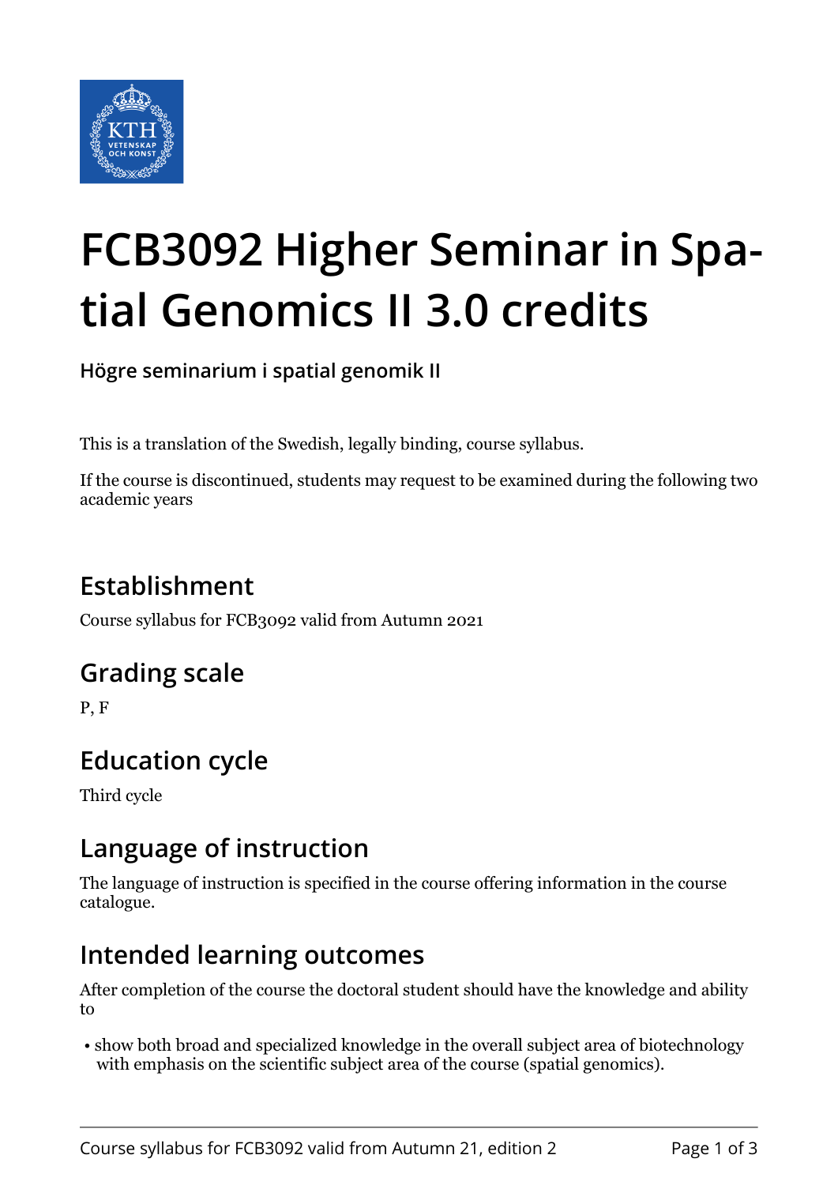# FCB3092 Higher Seminar in Spatial Genomics II 3.0 credits

**Högre seminarium i spatial genomik II**

This is a translation of the Swedish, legally binding, course syllabus.

If the course is discontinued, students may request to be examined during the following two academic years

## Establishment

Course syllabus for FCB3092 valid from Autumn 2021

## Grading scale

P, F

## Education cycle

Third cycle

## Language of instruction

The language of instruction is specified in the course offering information in the course catalogue.

## Intended learning outcomes

After completion of the course the doctoral student should have the knowledge and ability to

- show both broad and specialized knowledge in the overall subject area of biotechnology with emphasis on the scientific subject area of the course (spatial genomics).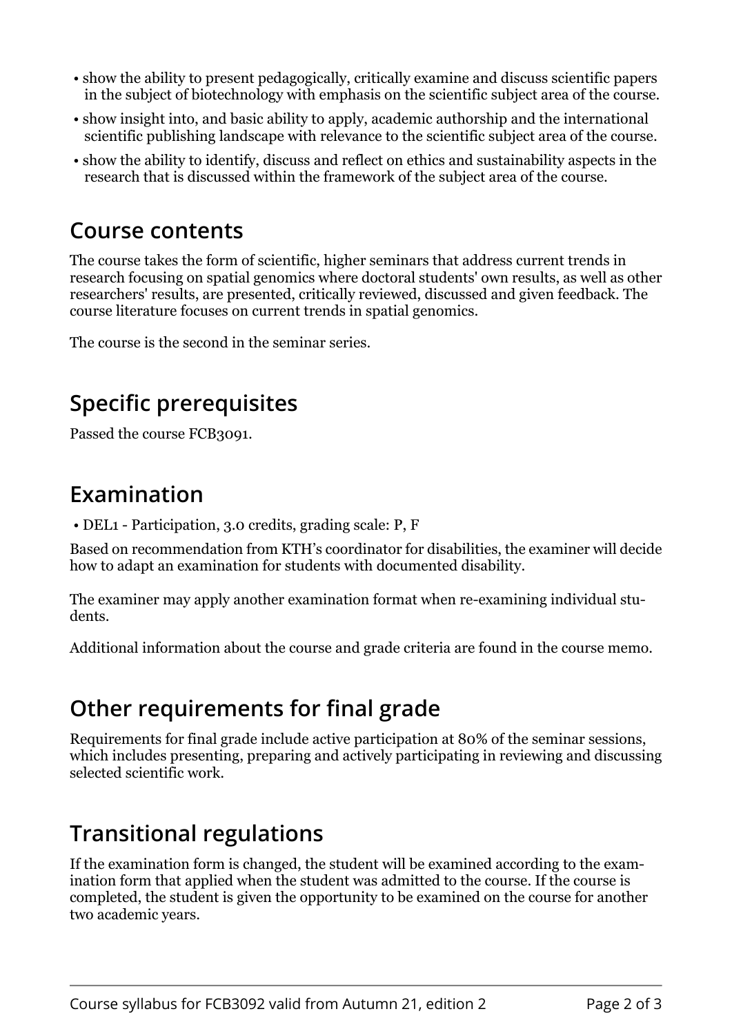- show the ability to present pedagogically, critically examine and discuss scientific papers in the subject of biotechnology with emphasis on the scientific subject area of the course.
- show insight into, and basic ability to apply, academic authorship and the international scientific publishing landscape with relevance to the scientific subject area of the course.
- show the ability to identify, discuss and reflect on ethics and sustainability aspects in the research that is discussed within the framework of the subject area of the course.

## Course contents

The course takes the form of scientific, higher seminars that address current trends in research focusing on spatial genomics where doctoral students' own results, as well as other researchers' results, are presented, critically reviewed, discussed and given feedback. The course literature focuses on current trends in spatial genomics.

The course is the second in the seminar series.

## Specific prerequisites

Passed the course FCB3091.

## Examination

- DEL1 - Participation, 3.0 credits, grading scale: P, F

Based on recommendation from KTH's coordinator for disabilities, the examiner will decide how to adapt an examination for students with documented disability.

The examiner may apply another examination format when re-examining individual students.

Additional information about the course and grade criteria are found in the course memo.

## Other requirements for final grade

Requirements for final grade include active participation at 80% of the seminar sessions, which includes presenting, preparing and actively participating in reviewing and discussing selected scientific work.

## Transitional regulations

If the examination form is changed, the student will be examined according to the examination form that applied when the student was admitted to the course. If the course is completed, the student is given the opportunity to be examined on the course for another two academic years.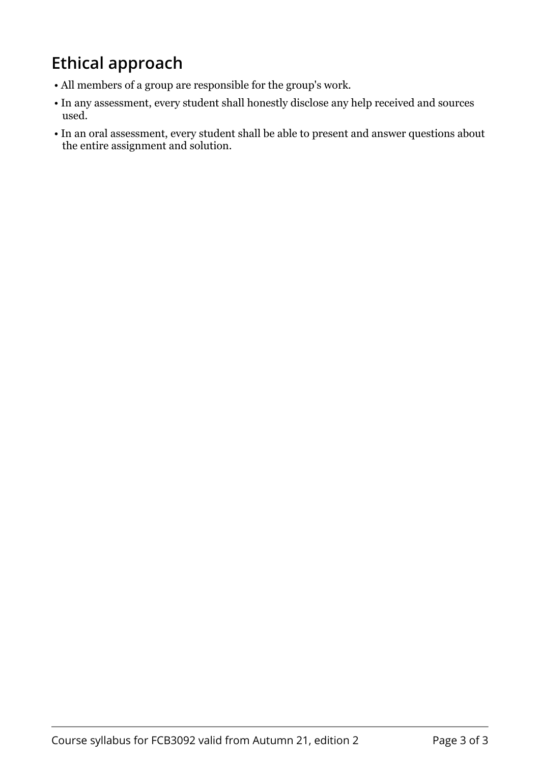## Ethical approach

- All members of a group are responsible for the group's work.
- In any assessment, every student shall honestly disclose any help received and sources used.
- In an oral assessment, every student shall be able to present and answer questions about the entire assignment and solution.